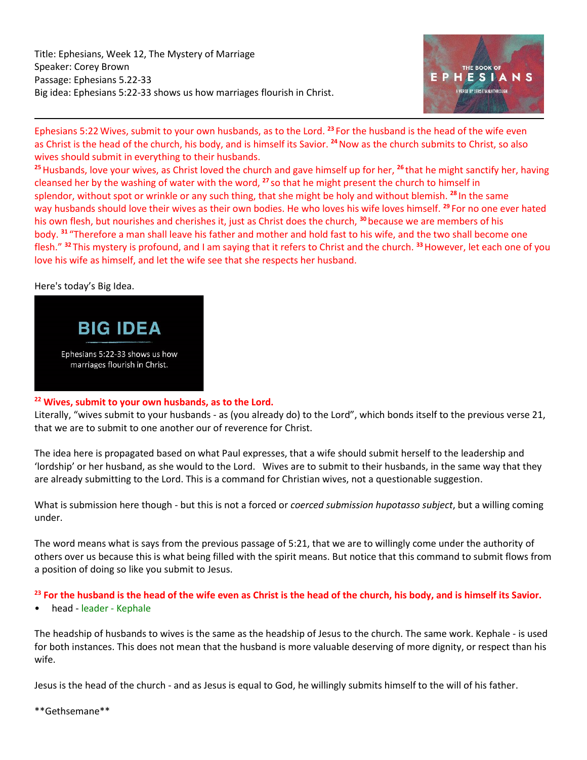Title: Ephesians, Week 12, The Mystery of Marriage
Speaker: Corey Brown
Passage: Ephesians 5.22-33
Big idea: Ephesians 5:22-33 shows us how marriages flourish in Christ.

---

Ephesians 5:22 Wives, submit to your own husbands, as to the Lord. [23] For the husband is the head of the wife even as Christ is the head of the church, his body, and is himself its Savior. [24] Now as the church submits to Christ, so also wives should submit in everything to their husbands.
[25] Husbands, love your wives, as Christ loved the church and gave himself up for her, [26] that he might sanctify her, having cleansed her by the washing of water with the word, [27] so that he might present the church to himself in splendor, without spot or wrinkle or any such thing, that she might be holy and without blemish. [28] In the same way husbands should love their wives as their own bodies. He who loves his wife loves himself. [29] For no one ever hated his own flesh, but nourishes and cherishes it, just as Christ does the church, [30] because we are members of his body. [31] "Therefore a man shall leave his father and mother and hold fast to his wife, and the two shall become one flesh." [32] This mystery is profound, and I am saying that it refers to Christ and the church. [33] However, let each one of you love his wife as himself, and let the wife see that she respects her husband.

Here's today's Big Idea.

**BIG IDEA**

Ephesians 5:22-33 shows us how marriages flourish in Christ.

**[22] Wives, submit to your own husbands, as to the Lord.**

Literally, "wives submit to your husbands - as (you already do) to the Lord", which bonds itself to the previous verse 21, that we are to submit to one another our of reverence for Christ.

The idea here is propagated based on what Paul expresses, that a wife should submit herself to the leadership and 'lordship' or her husband, as she would to the Lord. Wives are to submit to their husbands, in the same way that they are already submitting to the Lord. This is a command for Christian wives, not a questionable suggestion.

What is submission here though - but this is not a forced or *coerced submission hupotasso subject*, but a willing coming under.

The word means what is says from the previous passage of 5:21, that we are to willingly come under the authority of others over us because this is what being filled with the spirit means. But notice that this command to submit flows from a position of doing so like you submit to Jesus.

**[23] For the husband is the head of the wife even as Christ is the head of the church, his body, and is himself its Savior.**

- head - leader - Kephale

The headship of husbands to wives is the same as the headship of Jesus to the church. The same work. Kephale - is used for both instances. This does not mean that the husband is more valuable deserving of more dignity, or respect than his wife.

Jesus is the head of the church - and as Jesus is equal to God, he willingly submits himself to the will of his father.

**Gethsemane**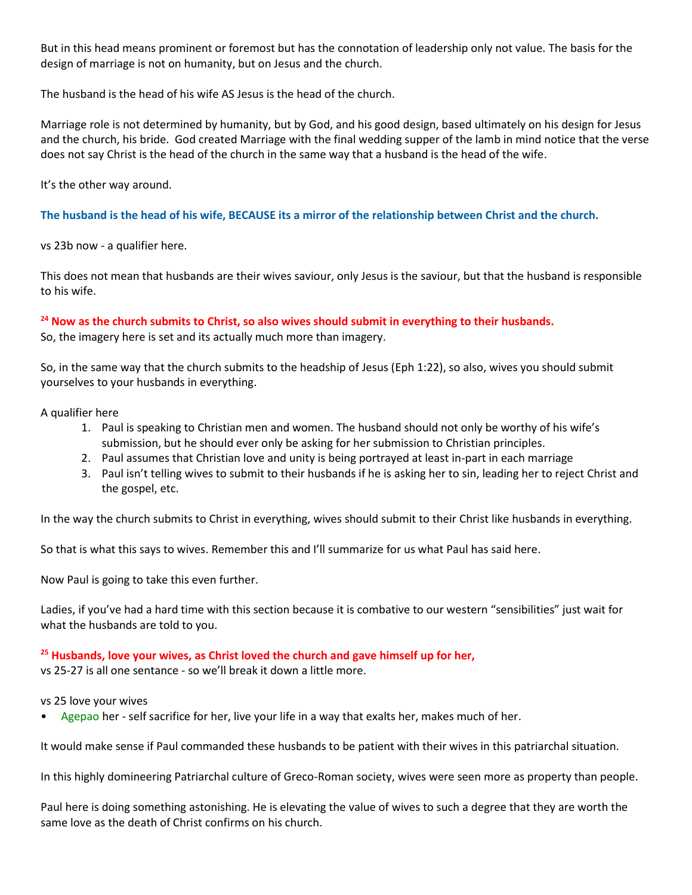But in this head means prominent or foremost but has the connotation of leadership only not value. The basis for the design of marriage is not on humanity, but on Jesus and the church.

The husband is the head of his wife AS Jesus is the head of the church.

Marriage role is not determined by humanity, but by God, and his good design, based ultimately on his design for Jesus and the church, his bride. God created Marriage with the final wedding supper of the lamb in mind notice that the verse does not say Christ is the head of the church in the same way that a husband is the head of the wife.

It's the other way around.

**The husband is the head of his wife, BECAUSE its a mirror of the relationship between Christ and the church.**

vs 23b now - a qualifier here.

This does not mean that husbands are their wives saviour, only Jesus is the saviour, but that the husband is responsible to his wife.

**24 Now as the church submits to Christ, so also wives should submit in everything to their husbands.**
So, the imagery here is set and its actually much more than imagery.

So, in the same way that the church submits to the headship of Jesus (Eph 1:22), so also, wives you should submit yourselves to your husbands in everything.

A qualifier here

1. Paul is speaking to Christian men and women. The husband should not only be worthy of his wife's submission, but he should ever only be asking for her submission to Christian principles.
2. Paul assumes that Christian love and unity is being portrayed at least in-part in each marriage
3. Paul isn't telling wives to submit to their husbands if he is asking her to sin, leading her to reject Christ and the gospel, etc.

In the way the church submits to Christ in everything, wives should submit to their Christ like husbands in everything.

So that is what this says to wives. Remember this and I'll summarize for us what Paul has said here.

Now Paul is going to take this even further.

Ladies, if you've had a hard time with this section because it is combative to our western "sensibilities" just wait for what the husbands are told to you.

**25 Husbands, love your wives, as Christ loved the church and gave himself up for her,**
vs 25-27 is all one sentance - so we'll break it down a little more.

vs 25 love your wives

- Agepao her - self sacrifice for her, live your life in a way that exalts her, makes much of her.

It would make sense if Paul commanded these husbands to be patient with their wives in this patriarchal situation.

In this highly domineering Patriarchal culture of Greco-Roman society, wives were seen more as property than people.

Paul here is doing something astonishing. He is elevating the value of wives to such a degree that they are worth the same love as the death of Christ confirms on his church.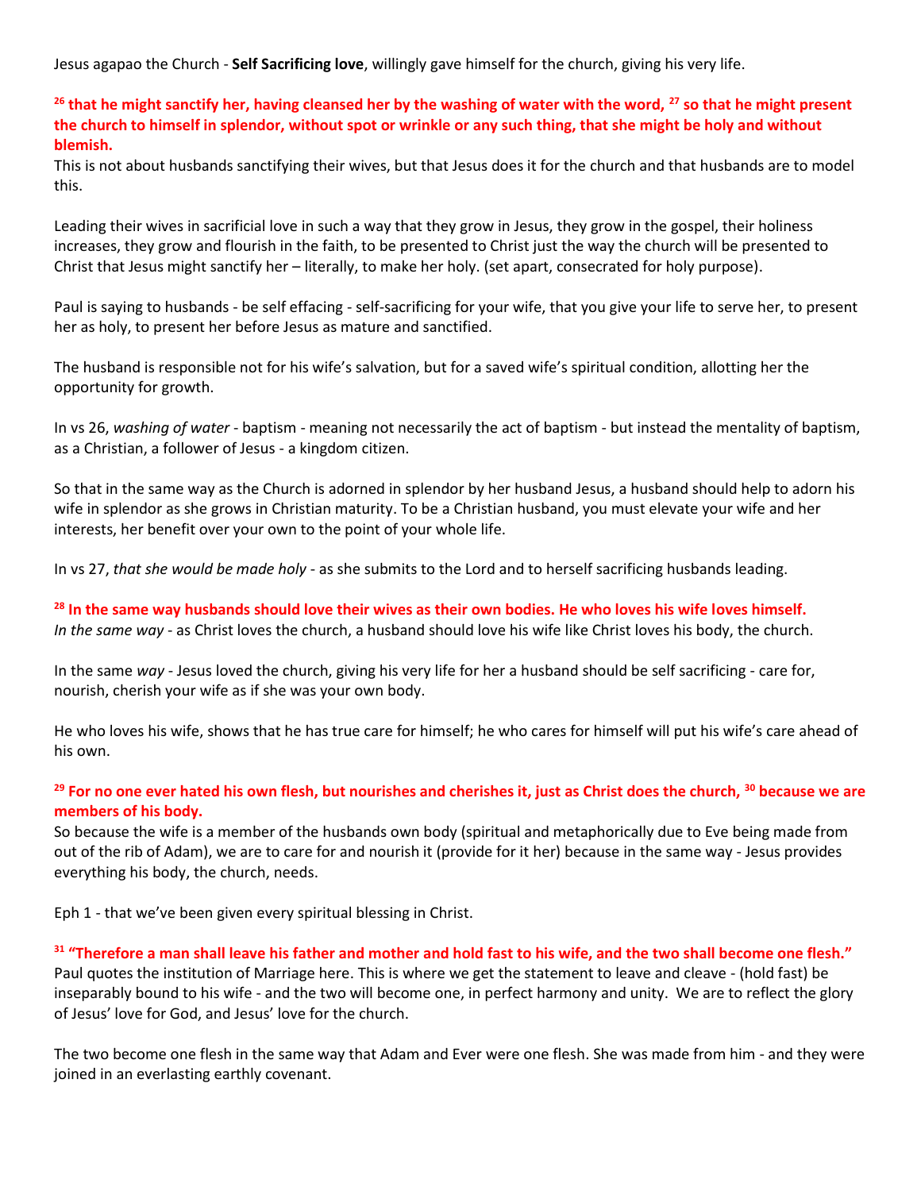Jesus agapao the Church - **Self Sacrificing love**, willingly gave himself for the church, giving his very life.

**[26] that he might sanctify her, having cleansed her by the washing of water with the word, [27] so that he might present the church to himself in splendor, without spot or wrinkle or any such thing, that she might be holy and without blemish.**

This is not about husbands sanctifying their wives, but that Jesus does it for the church and that husbands are to model this.

Leading their wives in sacrificial love in such a way that they grow in Jesus, they grow in the gospel, their holiness increases, they grow and flourish in the faith, to be presented to Christ just the way the church will be presented to Christ that Jesus might sanctify her – literally, to make her holy. (set apart, consecrated for holy purpose).

Paul is saying to husbands - be self effacing - self-sacrificing for your wife, that you give your life to serve her, to present her as holy, to present her before Jesus as mature and sanctified.

The husband is responsible not for his wife's salvation, but for a saved wife's spiritual condition, allotting her the opportunity for growth.

In vs 26, *washing of water* - baptism - meaning not necessarily the act of baptism - but instead the mentality of baptism, as a Christian, a follower of Jesus - a kingdom citizen.

So that in the same way as the Church is adorned in splendor by her husband Jesus, a husband should help to adorn his wife in splendor as she grows in Christian maturity. To be a Christian husband, you must elevate your wife and her interests, her benefit over your own to the point of your whole life.

In vs 27, *that she would be made holy* - as she submits to the Lord and to herself sacrificing husbands leading.

**[28] In the same way husbands should love their wives as their own bodies. He who loves his wife loves himself.**

*In the same way* - as Christ loves the church, a husband should love his wife like Christ loves his body, the church.

In the same *way* - Jesus loved the church, giving his very life for her a husband should be self sacrificing - care for, nourish, cherish your wife as if she was your own body.

He who loves his wife, shows that he has true care for himself; he who cares for himself will put his wife's care ahead of his own.

**[29] For no one ever hated his own flesh, but nourishes and cherishes it, just as Christ does the church, [30] because we are members of his body.**

So because the wife is a member of the husbands own body (spiritual and metaphorically due to Eve being made from out of the rib of Adam), we are to care for and nourish it (provide for it her) because in the same way - Jesus provides everything his body, the church, needs.

Eph 1 - that we've been given every spiritual blessing in Christ.

**[31] "Therefore a man shall leave his father and mother and hold fast to his wife, and the two shall become one flesh."**

Paul quotes the institution of Marriage here. This is where we get the statement to leave and cleave - (hold fast) be inseparably bound to his wife - and the two will become one, in perfect harmony and unity. We are to reflect the glory of Jesus' love for God, and Jesus' love for the church.

The two become one flesh in the same way that Adam and Ever were one flesh. She was made from him - and they were joined in an everlasting earthly covenant.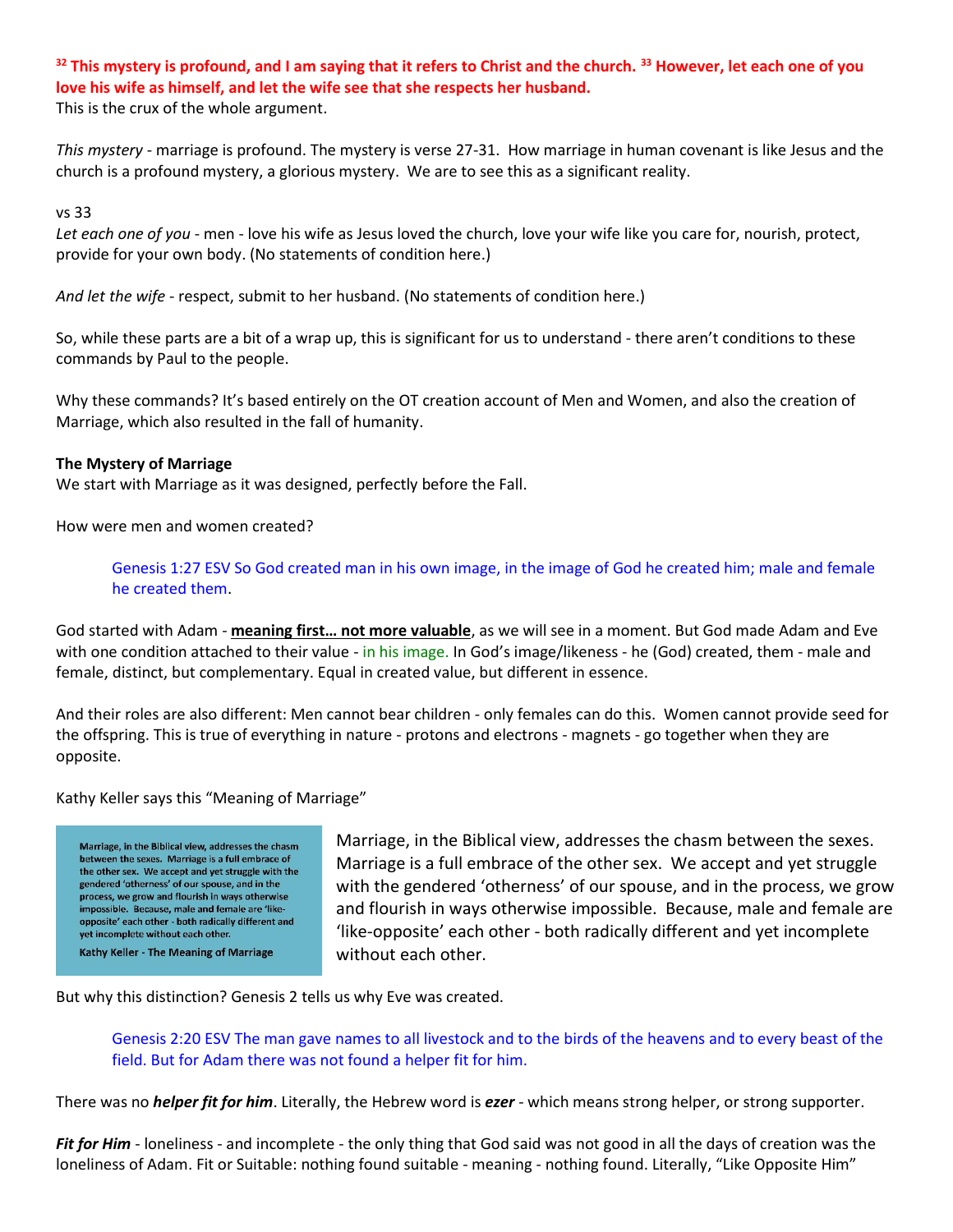**32 This mystery is profound, and I am saying that it refers to Christ and the church. 33 However, let each one of you love his wife as himself, and let the wife see that she respects her husband.**

This is the crux of the whole argument.

*This mystery* - marriage is profound. The mystery is verse 27-31. How marriage in human covenant is like Jesus and the church is a profound mystery, a glorious mystery. We are to see this as a significant reality.

vs 33

*Let each one of you* - men - love his wife as Jesus loved the church, love your wife like you care for, nourish, protect, provide for your own body. (No statements of condition here.)

*And let the wife* - respect, submit to her husband. (No statements of condition here.)

So, while these parts are a bit of a wrap up, this is significant for us to understand - there aren't conditions to these commands by Paul to the people.

Why these commands? It's based entirely on the OT creation account of Men and Women, and also the creation of Marriage, which also resulted in the fall of humanity.

**The Mystery of Marriage**

We start with Marriage as it was designed, perfectly before the Fall.

How were men and women created?

> Genesis 1:27 ESV So God created man in his own image, in the image of God he created him; male and female he created them.

God started with Adam - **meaning first… not more valuable**, as we will see in a moment. But God made Adam and Eve with one condition attached to their value - in his image. In God's image/likeness - he (God) created, them - male and female, distinct, but complementary. Equal in created value, but different in essence.

And their roles are also different: Men cannot bear children - only females can do this. Women cannot provide seed for the offspring. This is true of everything in nature - protons and electrons - magnets - go together when they are opposite.

Kathy Keller says this "Meaning of Marriage"

> Marriage, in the Biblical view, addresses the chasm between the sexes. Marriage is a full embrace of the other sex. We accept and yet struggle with the gendered 'otherness' of our spouse, and in the process, we grow and flourish in ways otherwise impossible. Because, male and female are 'like-opposite' each other - both radically different and yet incomplete without each other.
>
> **Kathy Keller - The Meaning of Marriage**

Marriage, in the Biblical view, addresses the chasm between the sexes. Marriage is a full embrace of the other sex. We accept and yet struggle with the gendered 'otherness' of our spouse, and in the process, we grow and flourish in ways otherwise impossible. Because, male and female are 'like-opposite' each other - both radically different and yet incomplete without each other.

But why this distinction? Genesis 2 tells us why Eve was created.

> Genesis 2:20 ESV The man gave names to all livestock and to the birds of the heavens and to every beast of the field. But for Adam there was not found a helper fit for him.

There was no ***helper fit for him***. Literally, the Hebrew word is ***ezer*** - which means strong helper, or strong supporter.

***Fit for Him*** - loneliness - and incomplete - the only thing that God said was not good in all the days of creation was the loneliness of Adam. Fit or Suitable: nothing found suitable - meaning - nothing found. Literally, "Like Opposite Him"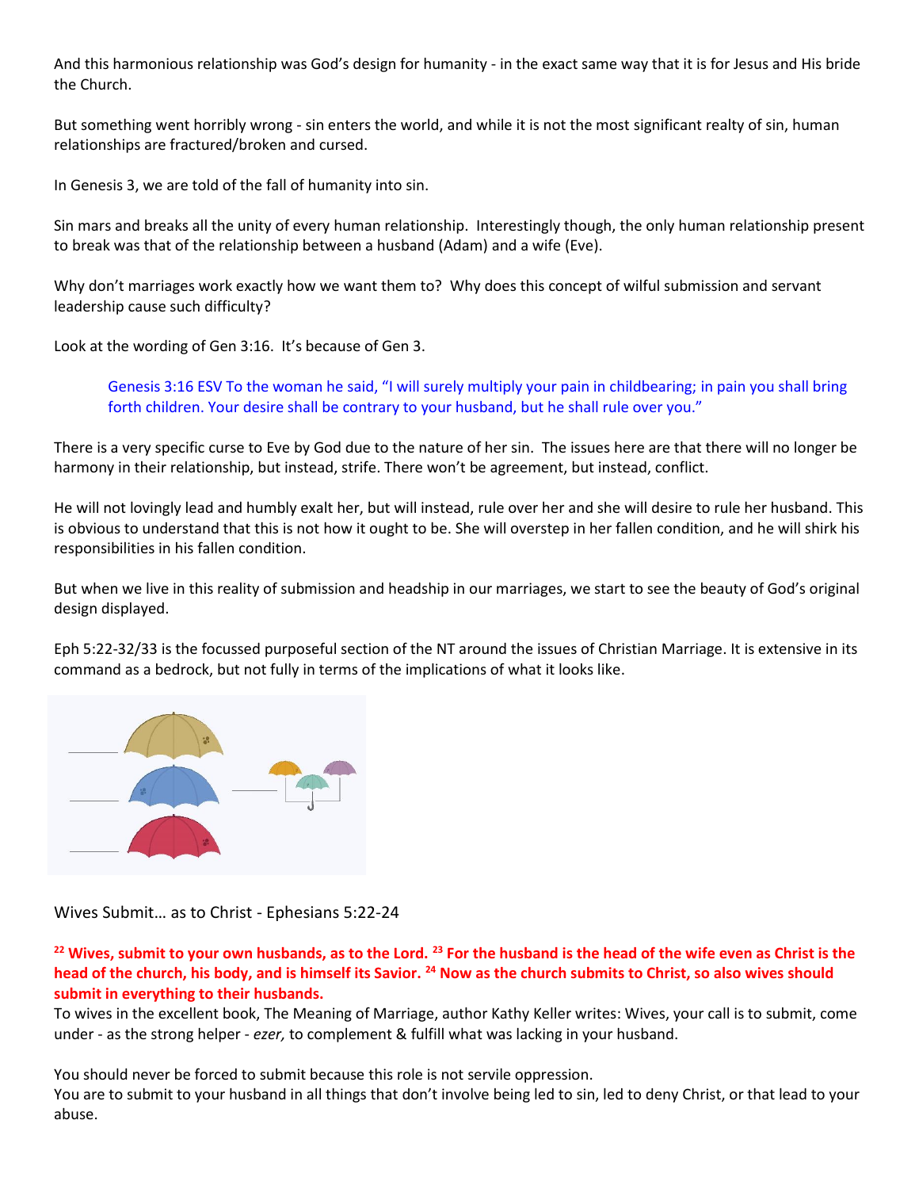And this harmonious relationship was God's design for humanity - in the exact same way that it is for Jesus and His bride the Church.

But something went horribly wrong - sin enters the world, and while it is not the most significant realty of sin, human relationships are fractured/broken and cursed.

In Genesis 3, we are told of the fall of humanity into sin.

Sin mars and breaks all the unity of every human relationship. Interestingly though, the only human relationship present to break was that of the relationship between a husband (Adam) and a wife (Eve).

Why don't marriages work exactly how we want them to? Why does this concept of wilful submission and servant leadership cause such difficulty?

Look at the wording of Gen 3:16. It's because of Gen 3.

> Genesis 3:16 ESV To the woman he said, "I will surely multiply your pain in childbearing; in pain you shall bring forth children. Your desire shall be contrary to your husband, but he shall rule over you."

There is a very specific curse to Eve by God due to the nature of her sin. The issues here are that there will no longer be harmony in their relationship, but instead, strife. There won't be agreement, but instead, conflict.

He will not lovingly lead and humbly exalt her, but will instead, rule over her and she will desire to rule her husband. This is obvious to understand that this is not how it ought to be. She will overstep in her fallen condition, and he will shirk his responsibilities in his fallen condition.

But when we live in this reality of submission and headship in our marriages, we start to see the beauty of God's original design displayed.

Eph 5:22-32/33 is the focussed purposeful section of the NT around the issues of Christian Marriage. It is extensive in its command as a bedrock, but not fully in terms of the implications of what it looks like.

Wives Submit… as to Christ - Ephesians 5:22-24

**[22] Wives, submit to your own husbands, as to the Lord. [23] For the husband is the head of the wife even as Christ is the head of the church, his body, and is himself its Savior. [24] Now as the church submits to Christ, so also wives should submit in everything to their husbands.**

To wives in the excellent book, The Meaning of Marriage, author Kathy Keller writes: Wives, your call is to submit, come under - as the strong helper - *ezer,* to complement & fulfill what was lacking in your husband.

You should never be forced to submit because this role is not servile oppression.
You are to submit to your husband in all things that don't involve being led to sin, led to deny Christ, or that lead to your abuse.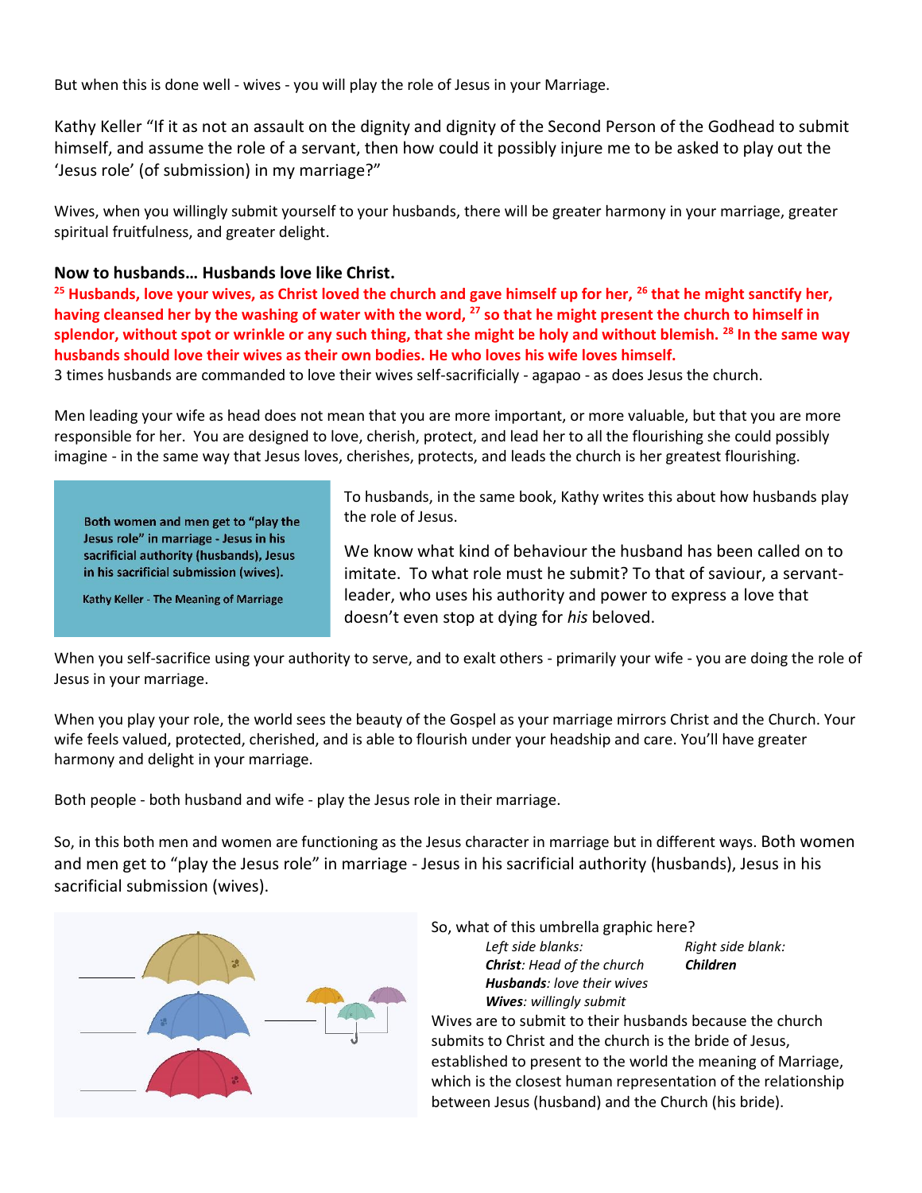But when this is done well - wives - you will play the role of Jesus in your Marriage.

Kathy Keller "If it as not an assault on the dignity and dignity of the Second Person of the Godhead to submit himself, and assume the role of a servant, then how could it possibly injure me to be asked to play out the 'Jesus role' (of submission) in my marriage?"

Wives, when you willingly submit yourself to your husbands, there will be greater harmony in your marriage, greater spiritual fruitfulness, and greater delight.

**Now to husbands… Husbands love like Christ.**

**[25] Husbands, love your wives, as Christ loved the church and gave himself up for her, [26] that he might sanctify her, having cleansed her by the washing of water with the word, [27] so that he might present the church to himself in splendor, without spot or wrinkle or any such thing, that she might be holy and without blemish. [28] In the same way husbands should love their wives as their own bodies. He who loves his wife loves himself.**

3 times husbands are commanded to love their wives self-sacrificially - agapao - as does Jesus the church.

Men leading your wife as head does not mean that you are more important, or more valuable, but that you are more responsible for her. You are designed to love, cherish, protect, and lead her to all the flourishing she could possibly imagine - in the same way that Jesus loves, cherishes, protects, and leads the church is her greatest flourishing.

Both women and men get to "play the Jesus role" in marriage - Jesus in his sacrificial authority (husbands), Jesus in his sacrificial submission (wives).

Kathy Keller - The Meaning of Marriage

To husbands, in the same book, Kathy writes this about how husbands play the role of Jesus.

We know what kind of behaviour the husband has been called on to imitate. To what role must he submit? To that of saviour, a servant-leader, who uses his authority and power to express a love that doesn't even stop at dying for *his* beloved.

When you self-sacrifice using your authority to serve, and to exalt others - primarily your wife - you are doing the role of Jesus in your marriage.

When you play your role, the world sees the beauty of the Gospel as your marriage mirrors Christ and the Church. Your wife feels valued, protected, cherished, and is able to flourish under your headship and care. You'll have greater harmony and delight in your marriage.

Both people - both husband and wife - play the Jesus role in their marriage.

So, in this both men and women are functioning as the Jesus character in marriage but in different ways. Both women and men get to "play the Jesus role" in marriage - Jesus in his sacrificial authority (husbands), Jesus in his sacrificial submission (wives).

So, what of this umbrella graphic here?

| *Left side blanks:* | *Right side blank:* |
| --- | --- |
| ***Christ****: Head of the church* | ***Children*** |
| ***Husbands****: love their wives* | |
| ***Wives****: willingly submit* | |

Wives are to submit to their husbands because the church submits to Christ and the church is the bride of Jesus, established to present to the world the meaning of Marriage, which is the closest human representation of the relationship between Jesus (husband) and the Church (his bride).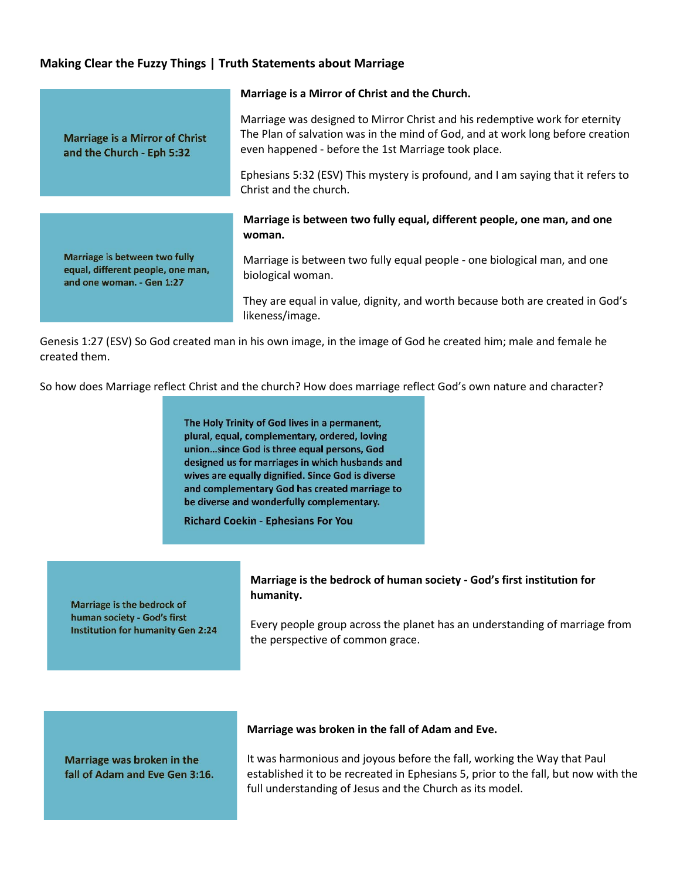**Making Clear the Fuzzy Things | Truth Statements about Marriage**

**Marriage is a Mirror of Christ and the Church - Eph 5:32**

**Marriage is a Mirror of Christ and the Church.**

Marriage was designed to Mirror Christ and his redemptive work for eternity The Plan of salvation was in the mind of God, and at work long before creation even happened - before the 1st Marriage took place.

Ephesians 5:32 (ESV) This mystery is profound, and I am saying that it refers to Christ and the church.

**Marriage is between two fully equal, different people, one man, and one woman. - Gen 1:27**

**Marriage is between two fully equal, different people, one man, and one woman.**

Marriage is between two fully equal people - one biological man, and one biological woman.

They are equal in value, dignity, and worth because both are created in God's likeness/image.

Genesis 1:27 (ESV) So God created man in his own image, in the image of God he created him; male and female he created them.

So how does Marriage reflect Christ and the church? How does marriage reflect God's own nature and character?

> **The Holy Trinity of God lives in a permanent, plural, equal, complementary, ordered, loving union…since God is three equal persons, God designed us for marriages in which husbands and wives are equally dignified. Since God is diverse and complementary God has created marriage to be diverse and wonderfully complementary.**
>
> **Richard Coekin - Ephesians For You**

**Marriage is the bedrock of human society - God's first Institution for humanity Gen 2:24**

**Marriage is the bedrock of human society - God's first institution for humanity.**

Every people group across the planet has an understanding of marriage from the perspective of common grace.

**Marriage was broken in the fall of Adam and Eve Gen 3:16.**

**Marriage was broken in the fall of Adam and Eve.**

It was harmonious and joyous before the fall, working the Way that Paul established it to be recreated in Ephesians 5, prior to the fall, but now with the full understanding of Jesus and the Church as its model.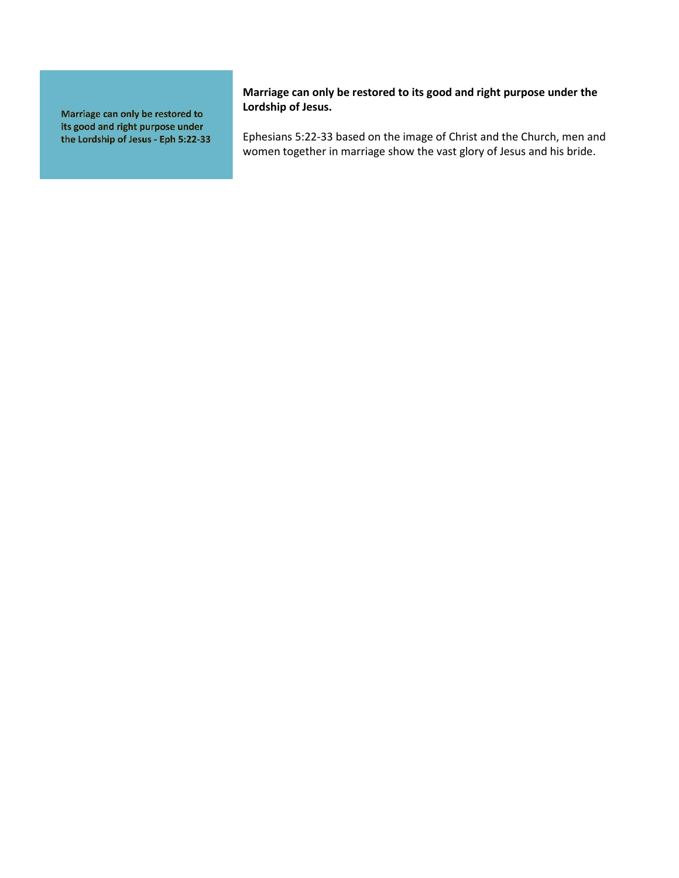Marriage can only be restored to its good and right purpose under the Lordship of Jesus - Eph 5:22-33

**Marriage can only be restored to its good and right purpose under the Lordship of Jesus.**

Ephesians 5:22-33 based on the image of Christ and the Church, men and women together in marriage show the vast glory of Jesus and his bride.